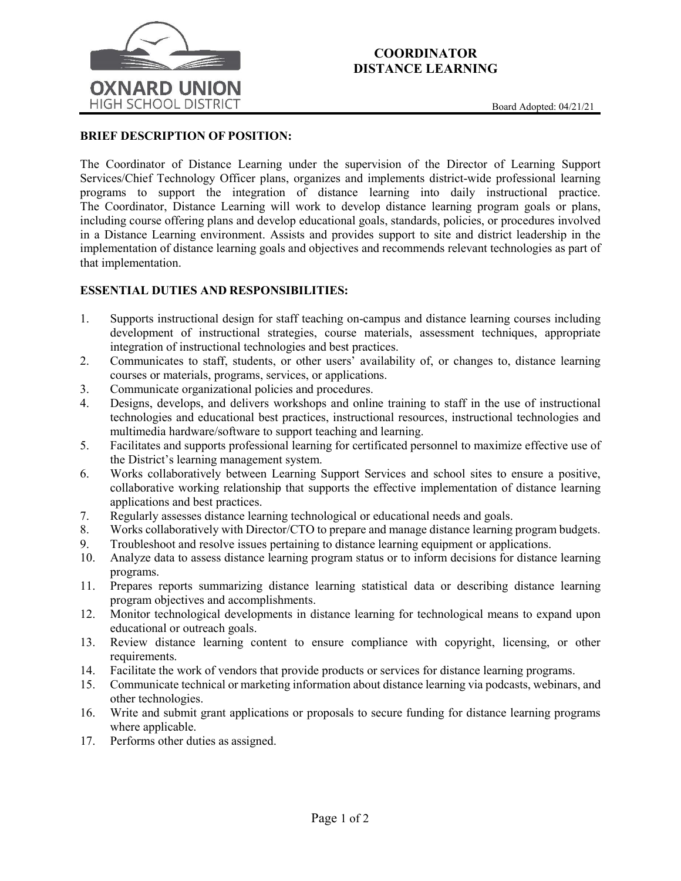OXNARD UNION
HIGH SCHOOL DISTRICT

# COORDINATOR
# DISTANCE LEARNING

Board Adopted: 04/21/21

**BRIEF DESCRIPTION OF POSITION:**

The Coordinator of Distance Learning under the supervision of the Director of Learning Support Services/Chief Technology Officer plans, organizes and implements district-wide professional learning programs to support the integration of distance learning into daily instructional practice. The Coordinator, Distance Learning will work to develop distance learning program goals or plans, including course offering plans and develop educational goals, standards, policies, or procedures involved in a Distance Learning environment. Assists and provides support to site and district leadership in the implementation of distance learning goals and objectives and recommends relevant technologies as part of that implementation.

**ESSENTIAL DUTIES AND RESPONSIBILITIES:**

1. Supports instructional design for staff teaching on-campus and distance learning courses including development of instructional strategies, course materials, assessment techniques, appropriate integration of instructional technologies and best practices.
2. Communicates to staff, students, or other users' availability of, or changes to, distance learning courses or materials, programs, services, or applications.
3. Communicate organizational policies and procedures.
4. Designs, develops, and delivers workshops and online training to staff in the use of instructional technologies and educational best practices, instructional resources, instructional technologies and multimedia hardware/software to support teaching and learning.
5. Facilitates and supports professional learning for certificated personnel to maximize effective use of the District's learning management system.
6. Works collaboratively between Learning Support Services and school sites to ensure a positive, collaborative working relationship that supports the effective implementation of distance learning applications and best practices.
7. Regularly assesses distance learning technological or educational needs and goals.
8. Works collaboratively with Director/CTO to prepare and manage distance learning program budgets.
9. Troubleshoot and resolve issues pertaining to distance learning equipment or applications.
10. Analyze data to assess distance learning program status or to inform decisions for distance learning programs.
11. Prepares reports summarizing distance learning statistical data or describing distance learning program objectives and accomplishments.
12. Monitor technological developments in distance learning for technological means to expand upon educational or outreach goals.
13. Review distance learning content to ensure compliance with copyright, licensing, or other requirements.
14. Facilitate the work of vendors that provide products or services for distance learning programs.
15. Communicate technical or marketing information about distance learning via podcasts, webinars, and other technologies.
16. Write and submit grant applications or proposals to secure funding for distance learning programs where applicable.
17. Performs other duties as assigned.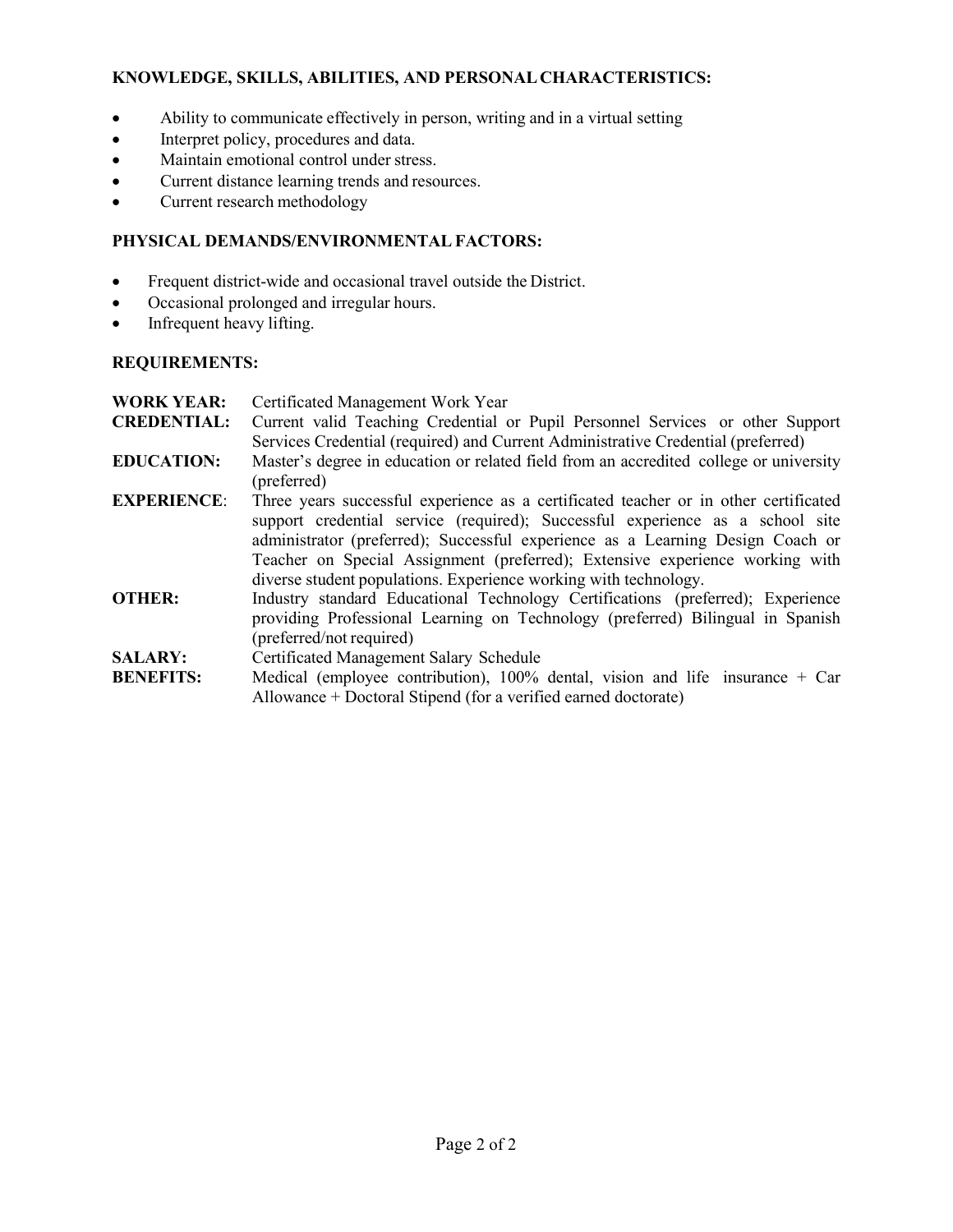**KNOWLEDGE, SKILLS, ABILITIES, AND PERSONAL CHARACTERISTICS:**

- Ability to communicate effectively in person, writing and in a virtual setting
- Interpret policy, procedures and data.
- Maintain emotional control under stress.
- Current distance learning trends and resources.
- Current research methodology

**PHYSICAL DEMANDS/ENVIRONMENTAL FACTORS:**

- Frequent district-wide and occasional travel outside the District.
- Occasional prolonged and irregular hours.
- Infrequent heavy lifting.

**REQUIREMENTS:**

| | |
|---|---|
| **WORK YEAR:** | Certificated Management Work Year |
| **CREDENTIAL:** | Current valid Teaching Credential or Pupil Personnel Services or other Support Services Credential (required) and Current Administrative Credential (preferred) |
| **EDUCATION:** | Master's degree in education or related field from an accredited college or university (preferred) |
| **EXPERIENCE**: | Three years successful experience as a certificated teacher or in other certificated support credential service (required); Successful experience as a school site administrator (preferred); Successful experience as a Learning Design Coach or Teacher on Special Assignment (preferred); Extensive experience working with diverse student populations. Experience working with technology. |
| **OTHER:** | Industry standard Educational Technology Certifications (preferred); Experience providing Professional Learning on Technology (preferred) Bilingual in Spanish (preferred/not required) |
| **SALARY:** | Certificated Management Salary Schedule |
| **BENEFITS:** | Medical (employee contribution), 100% dental, vision and life insurance + Car Allowance + Doctoral Stipend (for a verified earned doctorate) |